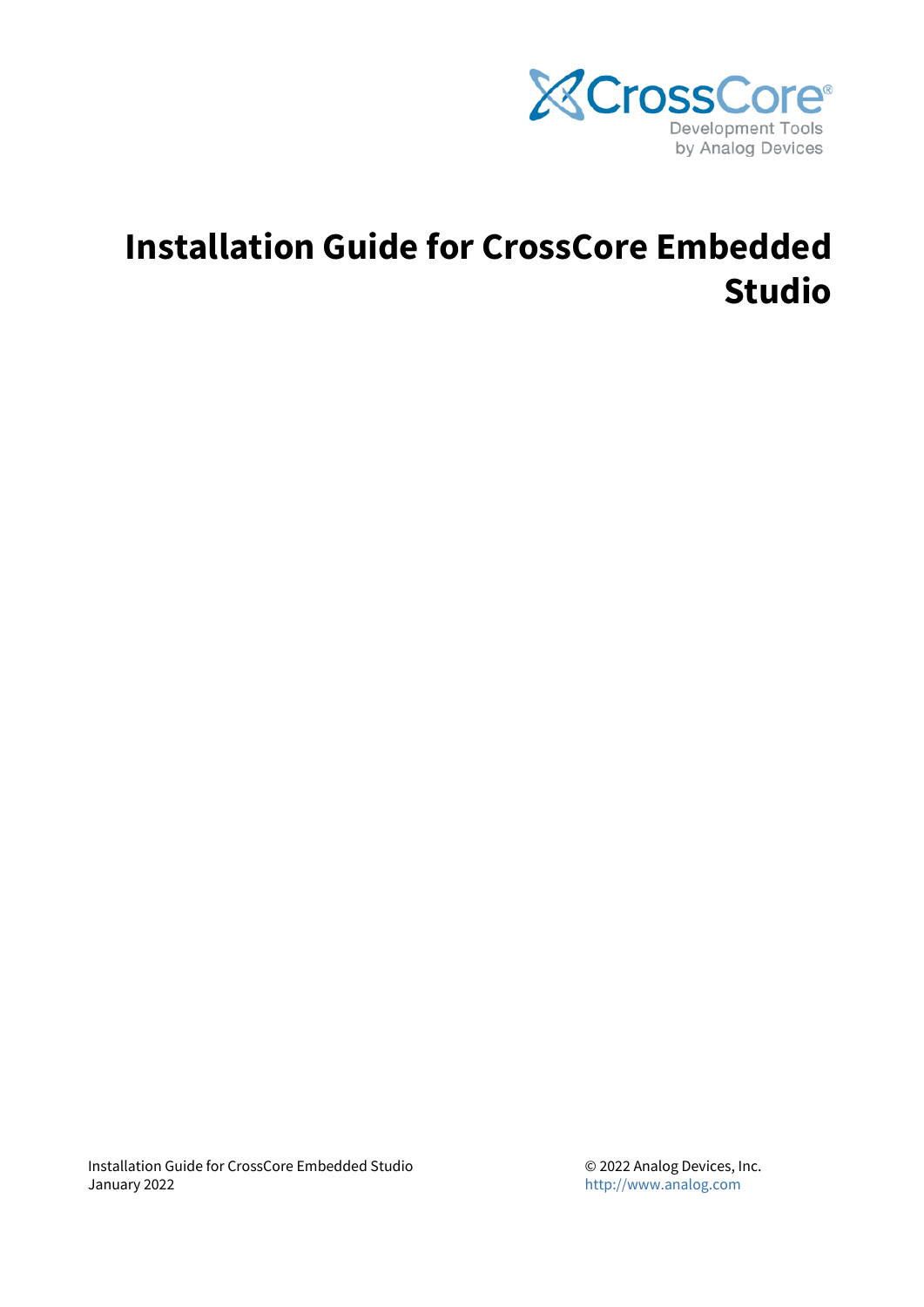CrossCore®
Development Tools
by Analog Devices

# Installation Guide for CrossCore Embedded Studio

Installation Guide for CrossCore Embedded Studio
January 2022

© 2022 Analog Devices, Inc.
http://www.analog.com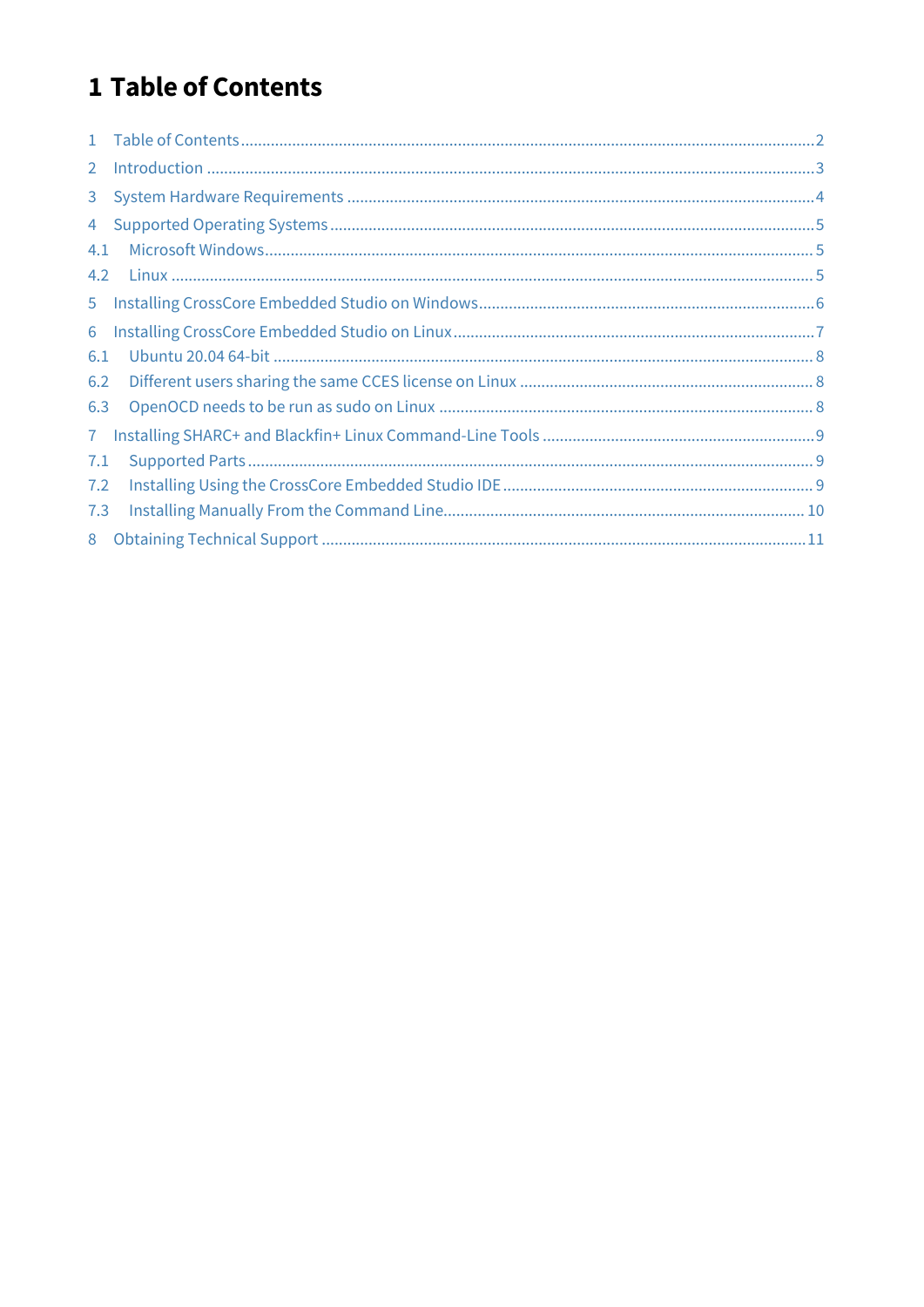# 1 Table of Contents

1 Table of Contents ........ 2
2 Introduction ........ 3
3 System Hardware Requirements ........ 4
4 Supported Operating Systems ........ 5
4.1 Microsoft Windows ........ 5
4.2 Linux ........ 5
5 Installing CrossCore Embedded Studio on Windows ........ 6
6 Installing CrossCore Embedded Studio on Linux ........ 7
6.1 Ubuntu 20.04 64-bit ........ 8
6.2 Different users sharing the same CCES license on Linux ........ 8
6.3 OpenOCD needs to be run as sudo on Linux ........ 8
7 Installing SHARC+ and Blackfin+ Linux Command-Line Tools ........ 9
7.1 Supported Parts ........ 9
7.2 Installing Using the CrossCore Embedded Studio IDE ........ 9
7.3 Installing Manually From the Command Line ........ 10
8 Obtaining Technical Support ........ 11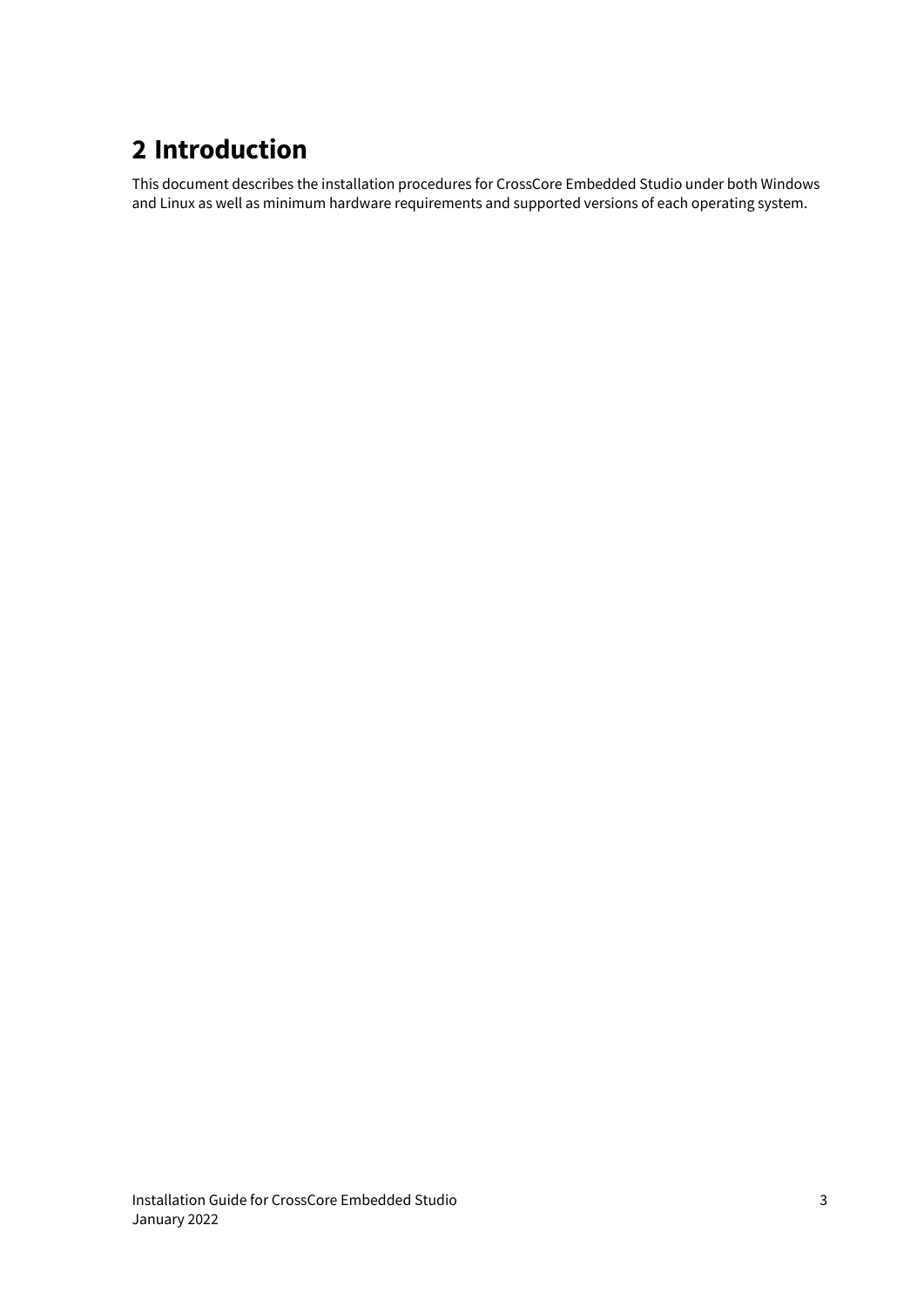# 2 Introduction

This document describes the installation procedures for CrossCore Embedded Studio under both Windows and Linux as well as minimum hardware requirements and supported versions of each operating system.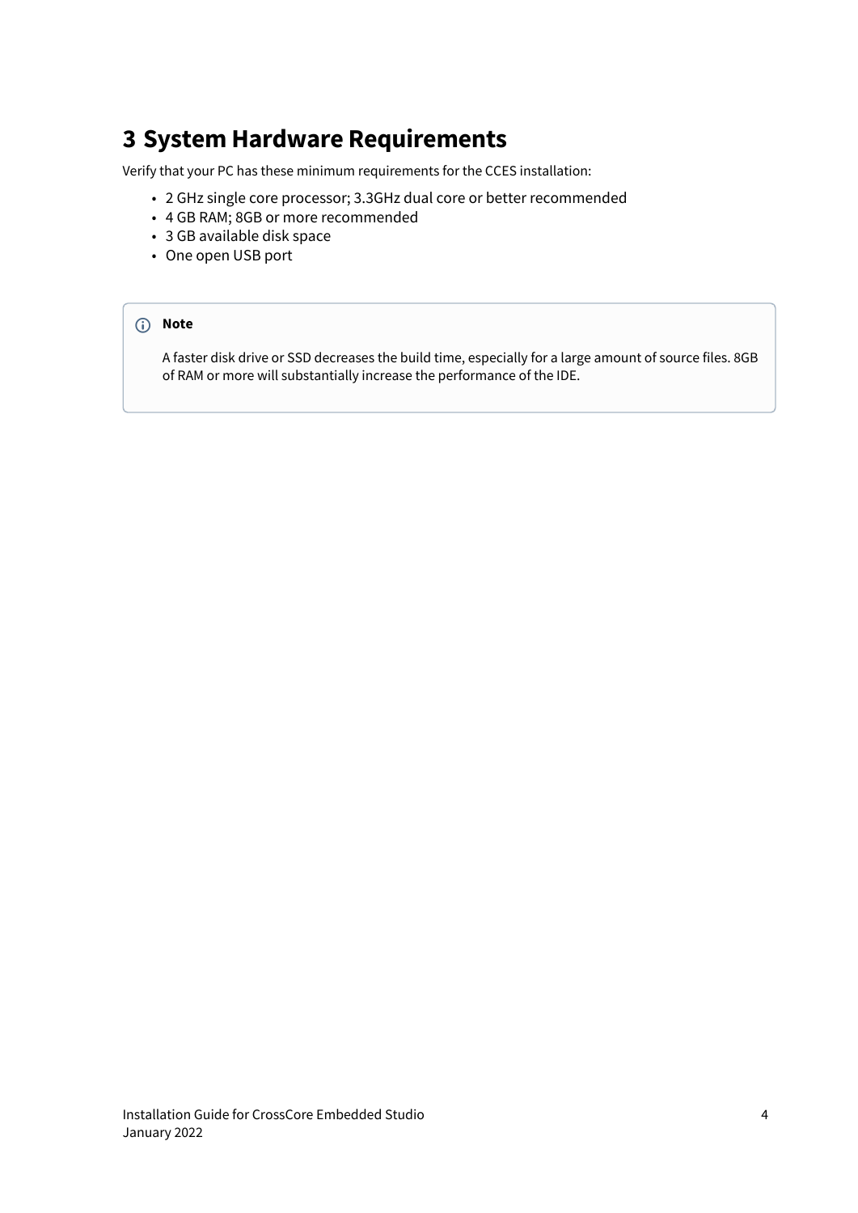# 3 System Hardware Requirements

Verify that your PC has these minimum requirements for the CCES installation:

- 2 GHz single core processor; 3.3GHz dual core or better recommended
- 4 GB RAM; 8GB or more recommended
- 3 GB available disk space
- One open USB port

> **Note**
>
> A faster disk drive or SSD decreases the build time, especially for a large amount of source files. 8GB of RAM or more will substantially increase the performance of the IDE.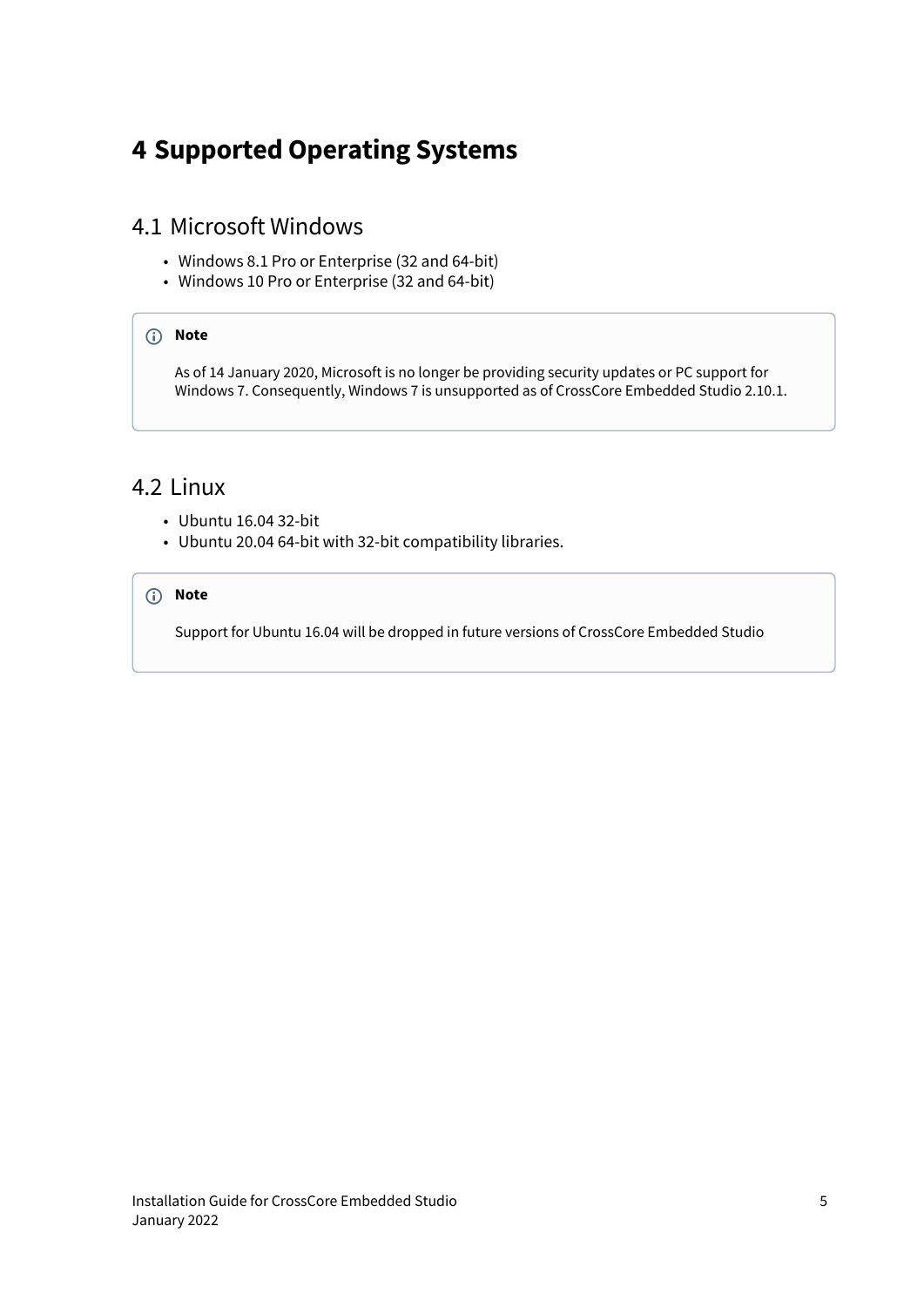# 4 Supported Operating Systems

## 4.1 Microsoft Windows

- Windows 8.1 Pro or Enterprise (32 and 64-bit)
- Windows 10 Pro or Enterprise (32 and 64-bit)

> **Note**
>
> As of 14 January 2020, Microsoft is no longer be providing security updates or PC support for Windows 7. Consequently, Windows 7 is unsupported as of CrossCore Embedded Studio 2.10.1.

## 4.2 Linux

- Ubuntu 16.04 32-bit
- Ubuntu 20.04 64-bit with 32-bit compatibility libraries.

> **Note**
>
> Support for Ubuntu 16.04 will be dropped in future versions of CrossCore Embedded Studio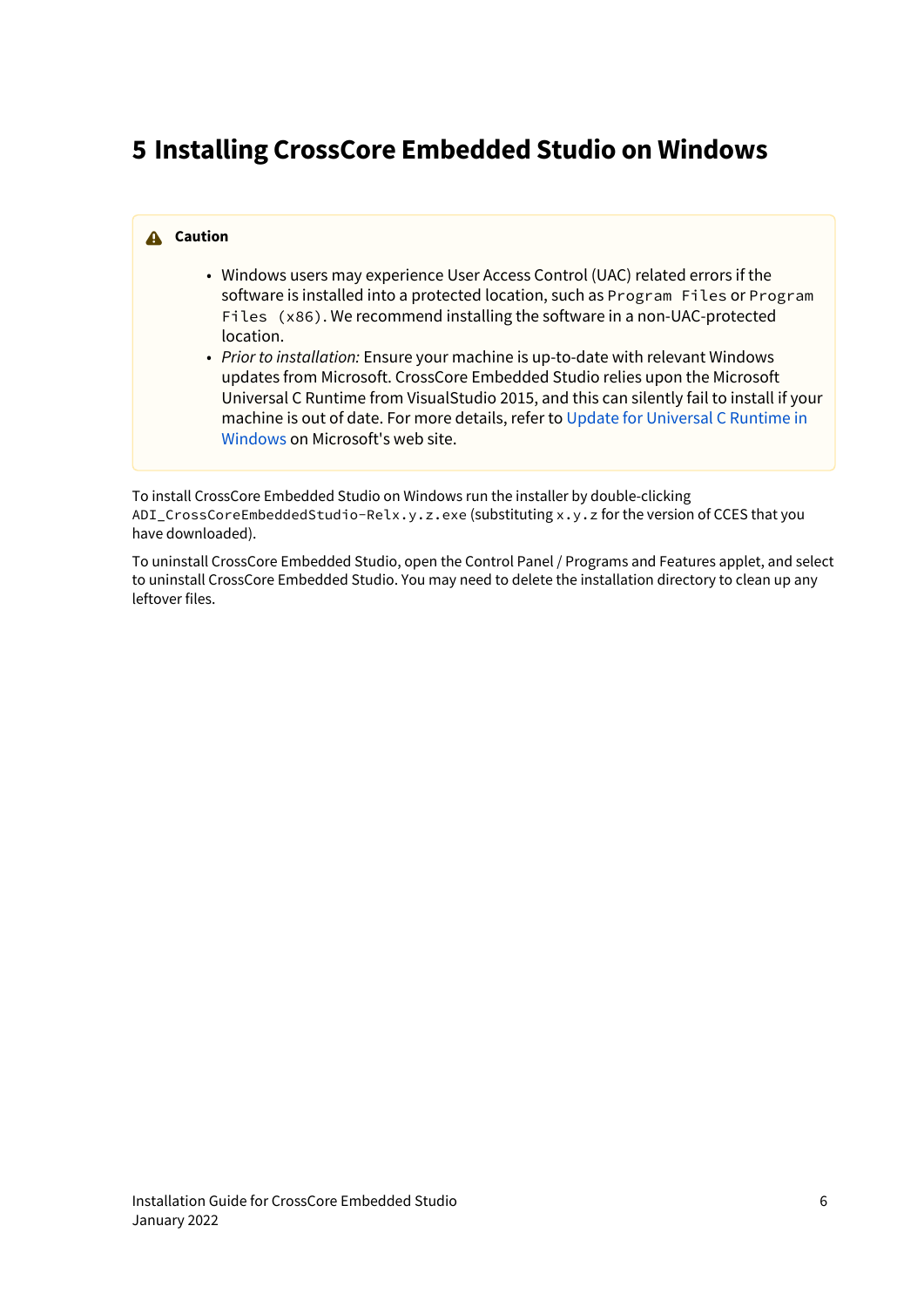# 5 Installing CrossCore Embedded Studio on Windows

> **Caution**
>
> - Windows users may experience User Access Control (UAC) related errors if the software is installed into a protected location, such as `Program Files` or `Program Files (x86)`. We recommend installing the software in a non-UAC-protected location.
> - *Prior to installation:* Ensure your machine is up-to-date with relevant Windows updates from Microsoft. CrossCore Embedded Studio relies upon the Microsoft Universal C Runtime from VisualStudio 2015, and this can silently fail to install if your machine is out of date. For more details, refer to Update for Universal C Runtime in Windows on Microsoft's web site.

To install CrossCore Embedded Studio on Windows run the installer by double-clicking `ADI_CrossCoreEmbeddedStudio-Relx.y.z.exe` (substituting `x.y.z` for the version of CCES that you have downloaded).

To uninstall CrossCore Embedded Studio, open the Control Panel / Programs and Features applet, and select to uninstall CrossCore Embedded Studio. You may need to delete the installation directory to clean up any leftover files.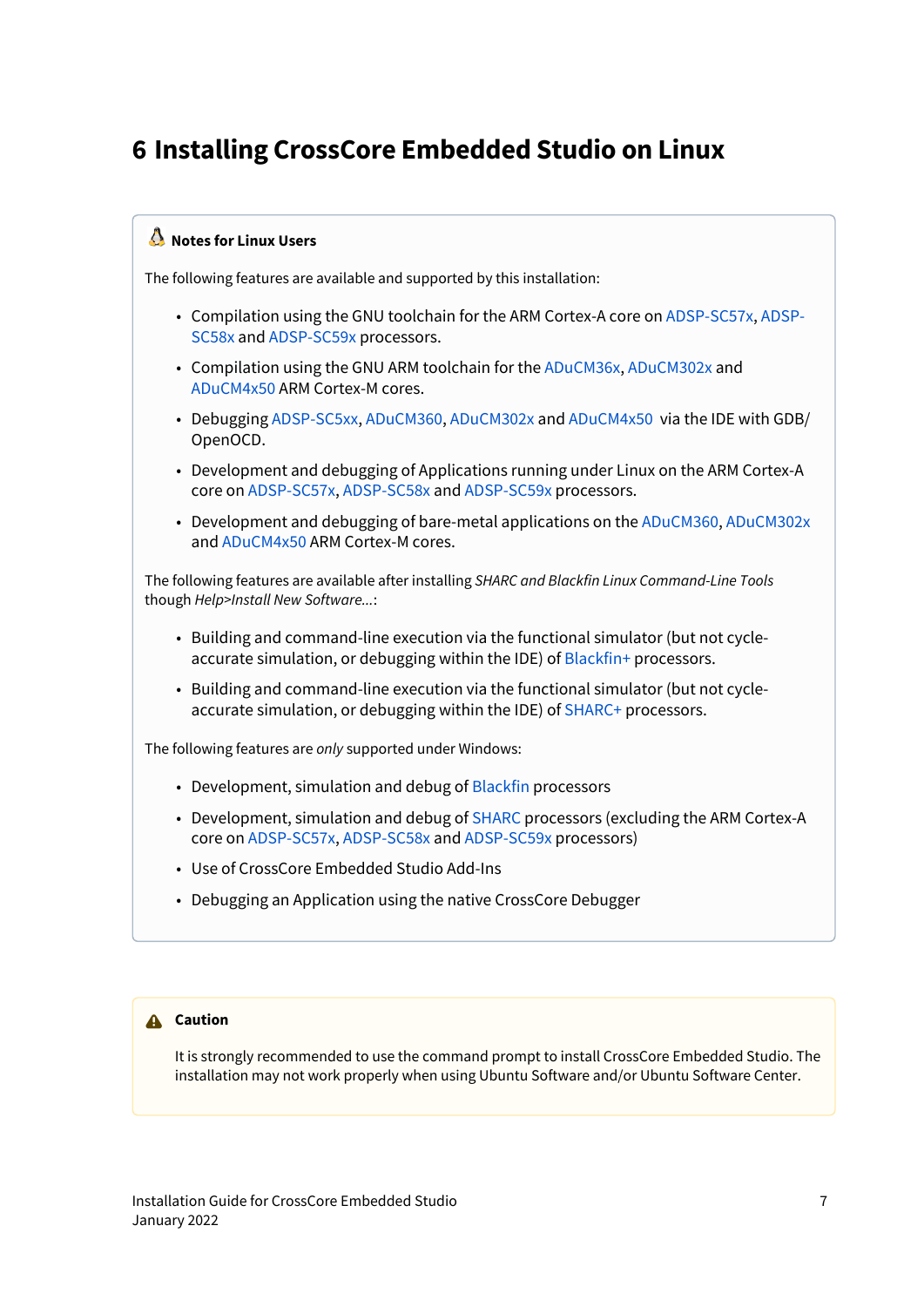# 6 Installing CrossCore Embedded Studio on Linux

> **Notes for Linux Users**
>
> The following features are available and supported by this installation:
>
> - Compilation using the GNU toolchain for the ARM Cortex-A core on ADSP-SC57x, ADSP-SC58x and ADSP-SC59x processors.
> - Compilation using the GNU ARM toolchain for the ADuCM36x, ADuCM302x and ADuCM4x50 ARM Cortex-M cores.
> - Debugging ADSP-SC5xx, ADuCM360, ADuCM302x and ADuCM4x50 via the IDE with GDB/OpenOCD.
> - Development and debugging of Applications running under Linux on the ARM Cortex-A core on ADSP-SC57x, ADSP-SC58x and ADSP-SC59x processors.
> - Development and debugging of bare-metal applications on the ADuCM360, ADuCM302x and ADuCM4x50 ARM Cortex-M cores.
>
> The following features are available after installing *SHARC and Blackfin Linux Command-Line Tools* though *Help>Install New Software...*:
>
> - Building and command-line execution via the functional simulator (but not cycle-accurate simulation, or debugging within the IDE) of Blackfin+ processors.
> - Building and command-line execution via the functional simulator (but not cycle-accurate simulation, or debugging within the IDE) of SHARC+ processors.
>
> The following features are *only* supported under Windows:
>
> - Development, simulation and debug of Blackfin processors
> - Development, simulation and debug of SHARC processors (excluding the ARM Cortex-A core on ADSP-SC57x, ADSP-SC58x and ADSP-SC59x processors)
> - Use of CrossCore Embedded Studio Add-Ins
> - Debugging an Application using the native CrossCore Debugger

> **Caution**
>
> It is strongly recommended to use the command prompt to install CrossCore Embedded Studio. The installation may not work properly when using Ubuntu Software and/or Ubuntu Software Center.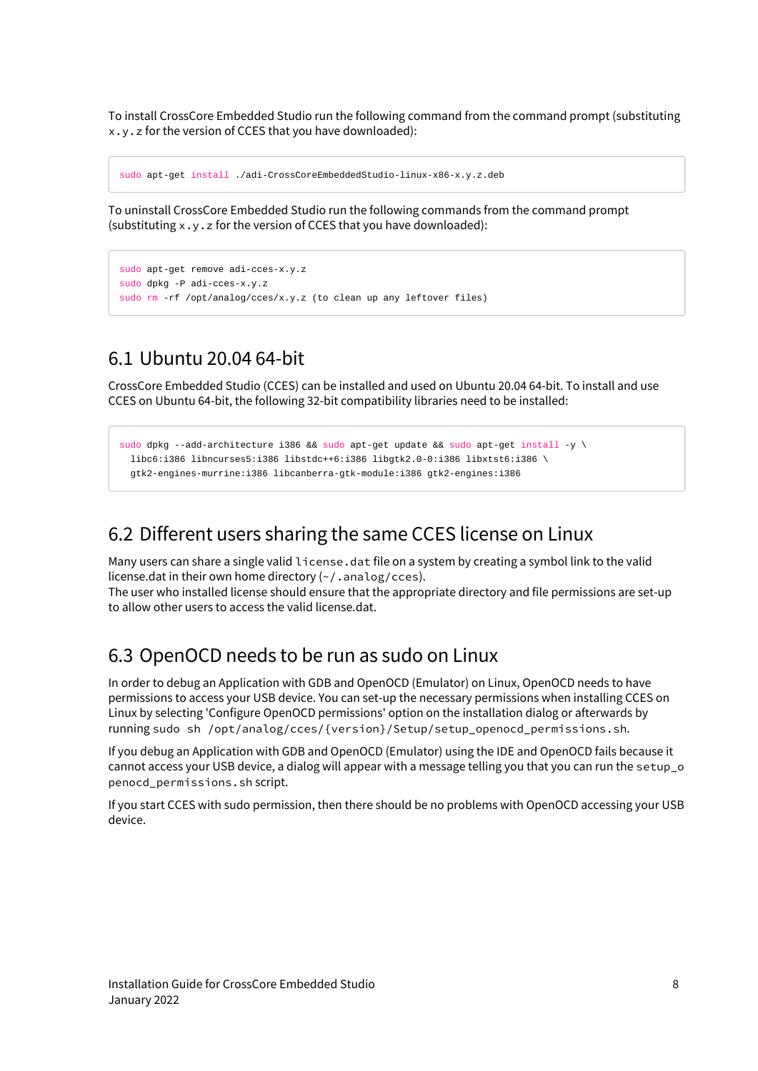To install CrossCore Embedded Studio run the following command from the command prompt (substituting `x.y.z` for the version of CCES that you have downloaded):

```
sudo apt-get install ./adi-CrossCoreEmbeddedStudio-linux-x86-x.y.z.deb
```

To uninstall CrossCore Embedded Studio run the following commands from the command prompt (substituting `x.y.z` for the version of CCES that you have downloaded):

```
sudo apt-get remove adi-cces-x.y.z
sudo dpkg -P adi-cces-x.y.z
sudo rm -rf /opt/analog/cces/x.y.z (to clean up any leftover files)
```

## 6.1 Ubuntu 20.04 64-bit

CrossCore Embedded Studio (CCES) can be installed and used on Ubuntu 20.04 64-bit. To install and use CCES on Ubuntu 64-bit, the following 32-bit compatibility libraries need to be installed:

```
sudo dpkg --add-architecture i386 && sudo apt-get update && sudo apt-get install -y \
  libc6:i386 libncurses5:i386 libstdc++6:i386 libgtk2.0-0:i386 libxtst6:i386 \
  gtk2-engines-murrine:i386 libcanberra-gtk-module:i386 gtk2-engines:i386
```

## 6.2 Different users sharing the same CCES license on Linux

Many users can share a single valid `license.dat` file on a system by creating a symbol link to the valid license.dat in their own home directory (`~/.analog/cces`).
The user who installed license should ensure that the appropriate directory and file permissions are set-up to allow other users to access the valid license.dat.

## 6.3 OpenOCD needs to be run as sudo on Linux

In order to debug an Application with GDB and OpenOCD (Emulator) on Linux, OpenOCD needs to have permissions to access your USB device. You can set-up the necessary permissions when installing CCES on Linux by selecting 'Configure OpenOCD permissions' option on the installation dialog or afterwards by running `sudo sh /opt/analog/cces/{version}/Setup/setup_openocd_permissions.sh`.

If you debug an Application with GDB and OpenOCD (Emulator) using the IDE and OpenOCD fails because it cannot access your USB device, a dialog will appear with a message telling you that you can run the `setup_openocd_permissions.sh` script.

If you start CCES with sudo permission, then there should be no problems with OpenOCD accessing your USB device.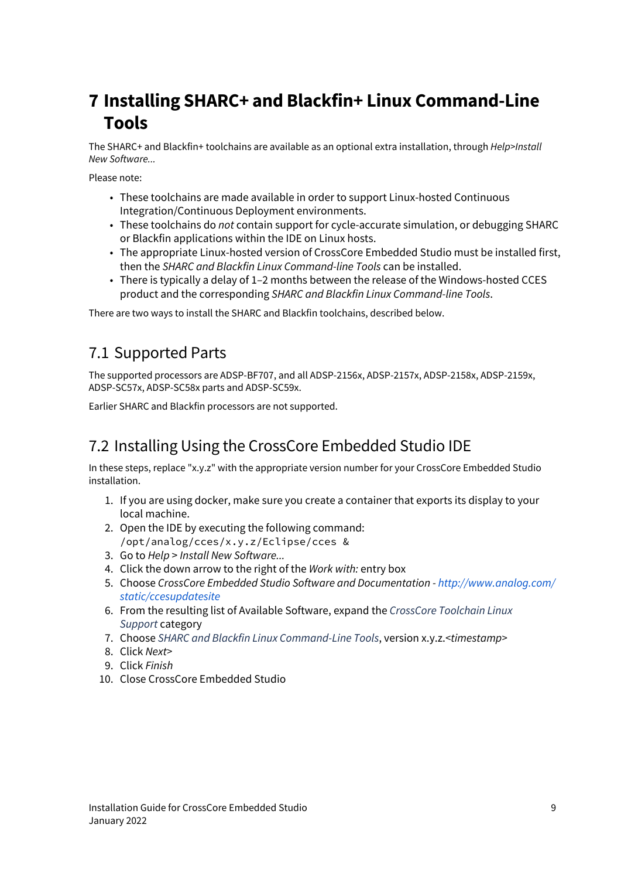# 7 Installing SHARC+ and Blackfin+ Linux Command-Line Tools

The SHARC+ and Blackfin+ toolchains are available as an optional extra installation, through *Help>Install New Software...*

Please note:

- These toolchains are made available in order to support Linux-hosted Continuous Integration/Continuous Deployment environments.
- These toolchains do *not* contain support for cycle-accurate simulation, or debugging SHARC or Blackfin applications within the IDE on Linux hosts.
- The appropriate Linux-hosted version of CrossCore Embedded Studio must be installed first, then the *SHARC and Blackfin Linux Command-line Tools* can be installed.
- There is typically a delay of 1–2 months between the release of the Windows-hosted CCES product and the corresponding *SHARC and Blackfin Linux Command-line Tools*.

There are two ways to install the SHARC and Blackfin toolchains, described below.

## 7.1 Supported Parts

The supported processors are ADSP-BF707, and all ADSP-2156x, ADSP-2157x, ADSP-2158x, ADSP-2159x, ADSP-SC57x, ADSP-SC58x parts and ADSP-SC59x.

Earlier SHARC and Blackfin processors are not supported.

## 7.2 Installing Using the CrossCore Embedded Studio IDE

In these steps, replace "x.y.z" with the appropriate version number for your CrossCore Embedded Studio installation.

1. If you are using docker, make sure you create a container that exports its display to your local machine.
2. Open the IDE by executing the following command:
   `/opt/analog/cces/x.y.z/Eclipse/cces &`
3. Go to *Help* > *Install New Software...*
4. Click the down arrow to the right of the *Work with:* entry box
5. Choose *CrossCore Embedded Studio Software and Documentation - http://www.analog.com/static/ccesupdatesite*
6. From the resulting list of Available Software, expand the *CrossCore Toolchain Linux Support* category
7. Choose *SHARC and Blackfin Linux Command-Line Tools*, version x.y.z.<*timestamp*>
8. Click *Next>*
9. Click *Finish*
10. Close CrossCore Embedded Studio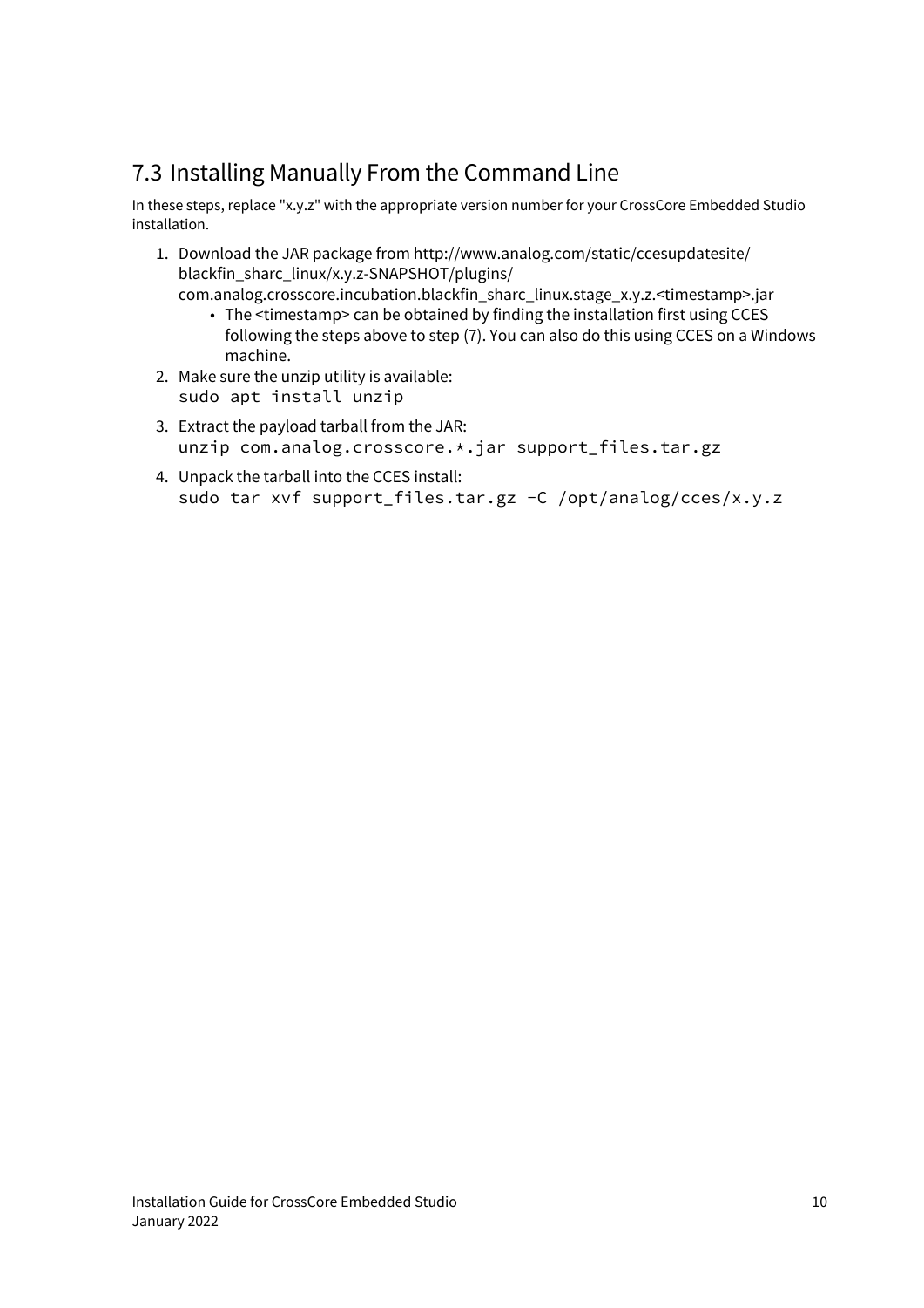## 7.3 Installing Manually From the Command Line

In these steps, replace "x.y.z" with the appropriate version number for your CrossCore Embedded Studio installation.

1. Download the JAR package from http://www.analog.com/static/ccesupdatesite/blackfin_sharc_linux/x.y.z-SNAPSHOT/plugins/com.analog.crosscore.incubation.blackfin_sharc_linux.stage_x.y.z.<timestamp>.jar
   - The <timestamp> can be obtained by finding the installation first using CCES following the steps above to step (7). You can also do this using CCES on a Windows machine.
2. Make sure the unzip utility is available:
   ```
   sudo apt install unzip
   ```
3. Extract the payload tarball from the JAR:
   ```
   unzip com.analog.crosscore.*.jar support_files.tar.gz
   ```
4. Unpack the tarball into the CCES install:
   ```
   sudo tar xvf support_files.tar.gz -C /opt/analog/cces/x.y.z
   ```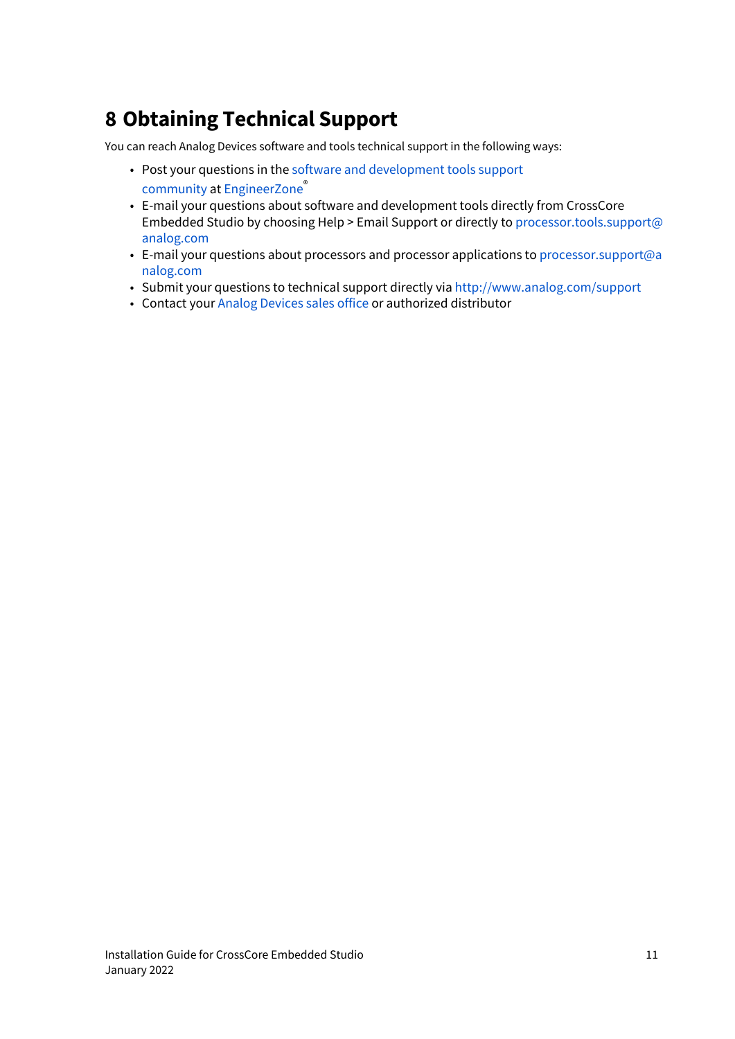# 8 Obtaining Technical Support

You can reach Analog Devices software and tools technical support in the following ways:

- Post your questions in the software and development tools support community at EngineerZone®
- E-mail your questions about software and development tools directly from CrossCore Embedded Studio by choosing Help > Email Support or directly to processor.tools.support@analog.com
- E-mail your questions about processors and processor applications to processor.support@analog.com
- Submit your questions to technical support directly via http://www.analog.com/support
- Contact your Analog Devices sales office or authorized distributor